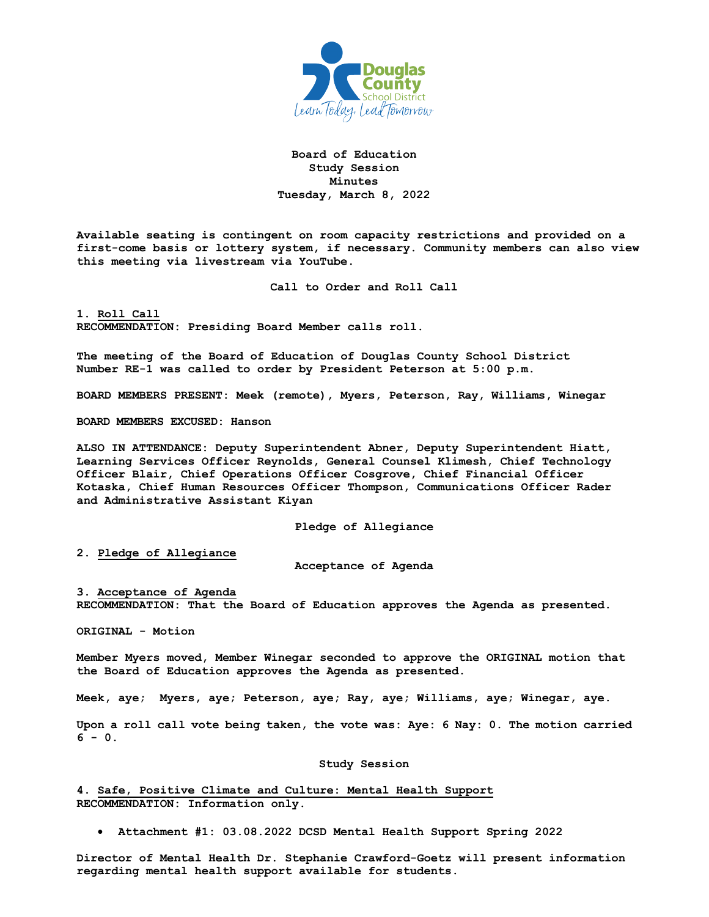# Board of Education
## Study Session
## Minutes
## Tuesday, March 8, 2022

**Available seating is contingent on room capacity restrictions and provided on a first-come basis or lottery system, if necessary. Community members can also view this meeting via livestream via YouTube.**

### Call to Order and Roll Call

**1. Roll Call**
**RECOMMENDATION: Presiding Board Member calls roll.**

**The meeting of the Board of Education of Douglas County School District Number RE-1 was called to order by President Peterson at 5:00 p.m.**

**BOARD MEMBERS PRESENT: Meek (remote), Myers, Peterson, Ray, Williams, Winegar**

**BOARD MEMBERS EXCUSED: Hanson**

**ALSO IN ATTENDANCE: Deputy Superintendent Abner, Deputy Superintendent Hiatt, Learning Services Officer Reynolds, General Counsel Klimesh, Chief Technology Officer Blair, Chief Operations Officer Cosgrove, Chief Financial Officer Kotaska, Chief Human Resources Officer Thompson, Communications Officer Rader and Administrative Assistant Kiyan**

### Pledge of Allegiance

**2. Pledge of Allegiance**

### Acceptance of Agenda

**3. Acceptance of Agenda**
**RECOMMENDATION: That the Board of Education approves the Agenda as presented.**

**ORIGINAL - Motion**

**Member Myers moved, Member Winegar seconded to approve the ORIGINAL motion that the Board of Education approves the Agenda as presented.**

**Meek, aye; Myers, aye; Peterson, aye; Ray, aye; Williams, aye; Winegar, aye.**

**Upon a roll call vote being taken, the vote was: Aye: 6 Nay: 0. The motion carried 6 - 0.**

### Study Session

**4. Safe, Positive Climate and Culture: Mental Health Support**
**RECOMMENDATION: Information only.**

- **Attachment #1: 03.08.2022 DCSD Mental Health Support Spring 2022**

**Director of Mental Health Dr. Stephanie Crawford-Goetz will present information regarding mental health support available for students.**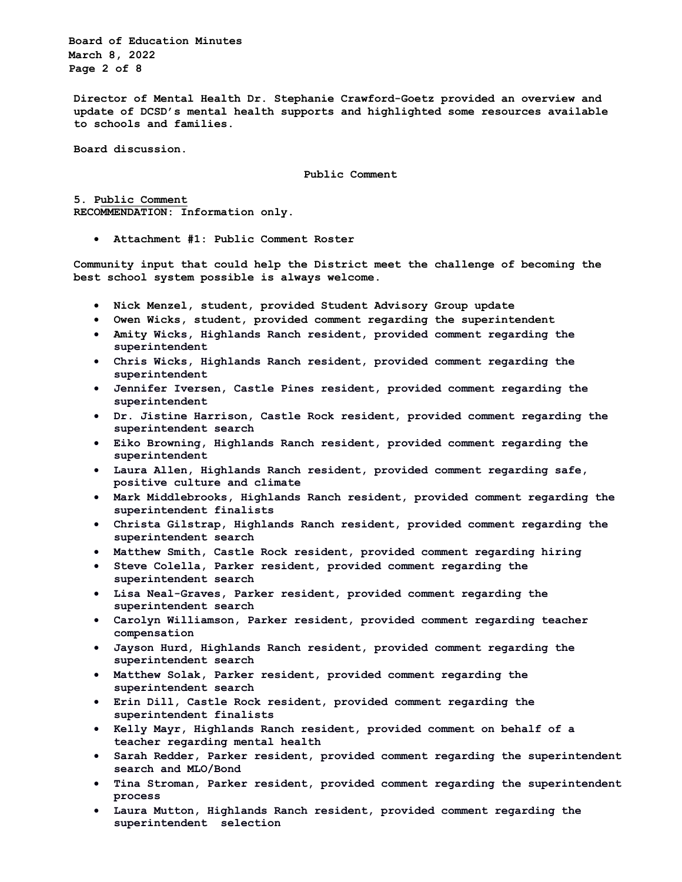Director of Mental Health Dr. Stephanie Crawford-Goetz provided an overview and update of DCSD's mental health supports and highlighted some resources available to schools and families.

Board discussion.

## Public Comment

**5. Public Comment**
**RECOMMENDATION:** Information only.

- Attachment #1: Public Comment Roster

Community input that could help the District meet the challenge of becoming the best school system possible is always welcome.

- Nick Menzel, student, provided Student Advisory Group update
- Owen Wicks, student, provided comment regarding the superintendent
- Amity Wicks, Highlands Ranch resident, provided comment regarding the superintendent
- Chris Wicks, Highlands Ranch resident, provided comment regarding the superintendent
- Jennifer Iversen, Castle Pines resident, provided comment regarding the superintendent
- Dr. Jistine Harrison, Castle Rock resident, provided comment regarding the superintendent search
- Eiko Browning, Highlands Ranch resident, provided comment regarding the superintendent
- Laura Allen, Highlands Ranch resident, provided comment regarding safe, positive culture and climate
- Mark Middlebrooks, Highlands Ranch resident, provided comment regarding the superintendent finalists
- Christa Gilstrap, Highlands Ranch resident, provided comment regarding the superintendent search
- Matthew Smith, Castle Rock resident, provided comment regarding hiring
- Steve Colella, Parker resident, provided comment regarding the superintendent search
- Lisa Neal-Graves, Parker resident, provided comment regarding the superintendent search
- Carolyn Williamson, Parker resident, provided comment regarding teacher compensation
- Jayson Hurd, Highlands Ranch resident, provided comment regarding the superintendent search
- Matthew Solak, Parker resident, provided comment regarding the superintendent search
- Erin Dill, Castle Rock resident, provided comment regarding the superintendent finalists
- Kelly Mayr, Highlands Ranch resident, provided comment on behalf of a teacher regarding mental health
- Sarah Redder, Parker resident, provided comment regarding the superintendent search and MLO/Bond
- Tina Stroman, Parker resident, provided comment regarding the superintendent process
- Laura Mutton, Highlands Ranch resident, provided comment regarding the superintendent selection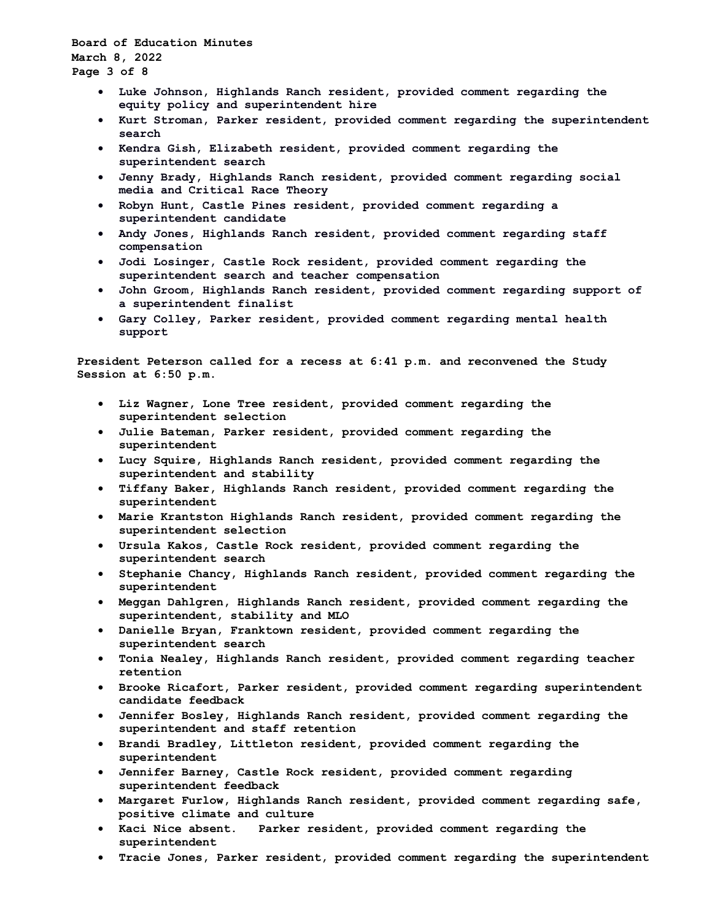- Luke Johnson, Highlands Ranch resident, provided comment regarding the equity policy and superintendent hire
- Kurt Stroman, Parker resident, provided comment regarding the superintendent search
- Kendra Gish, Elizabeth resident, provided comment regarding the superintendent search
- Jenny Brady, Highlands Ranch resident, provided comment regarding social media and Critical Race Theory
- Robyn Hunt, Castle Pines resident, provided comment regarding a superintendent candidate
- Andy Jones, Highlands Ranch resident, provided comment regarding staff compensation
- Jodi Losinger, Castle Rock resident, provided comment regarding the superintendent search and teacher compensation
- John Groom, Highlands Ranch resident, provided comment regarding support of a superintendent finalist
- Gary Colley, Parker resident, provided comment regarding mental health support

President Peterson called for a recess at 6:41 p.m. and reconvened the Study Session at 6:50 p.m.

- Liz Wagner, Lone Tree resident, provided comment regarding the superintendent selection
- Julie Bateman, Parker resident, provided comment regarding the superintendent
- Lucy Squire, Highlands Ranch resident, provided comment regarding the superintendent and stability
- Tiffany Baker, Highlands Ranch resident, provided comment regarding the superintendent
- Marie Krantston Highlands Ranch resident, provided comment regarding the superintendent selection
- Ursula Kakos, Castle Rock resident, provided comment regarding the superintendent search
- Stephanie Chancy, Highlands Ranch resident, provided comment regarding the superintendent
- Meggan Dahlgren, Highlands Ranch resident, provided comment regarding the superintendent, stability and MLO
- Danielle Bryan, Franktown resident, provided comment regarding the superintendent search
- Tonia Nealey, Highlands Ranch resident, provided comment regarding teacher retention
- Brooke Ricafort, Parker resident, provided comment regarding superintendent candidate feedback
- Jennifer Bosley, Highlands Ranch resident, provided comment regarding the superintendent and staff retention
- Brandi Bradley, Littleton resident, provided comment regarding the superintendent
- Jennifer Barney, Castle Rock resident, provided comment regarding superintendent feedback
- Margaret Furlow, Highlands Ranch resident, provided comment regarding safe, positive climate and culture
- Kaci Nice absent. Parker resident, provided comment regarding the superintendent
- Tracie Jones, Parker resident, provided comment regarding the superintendent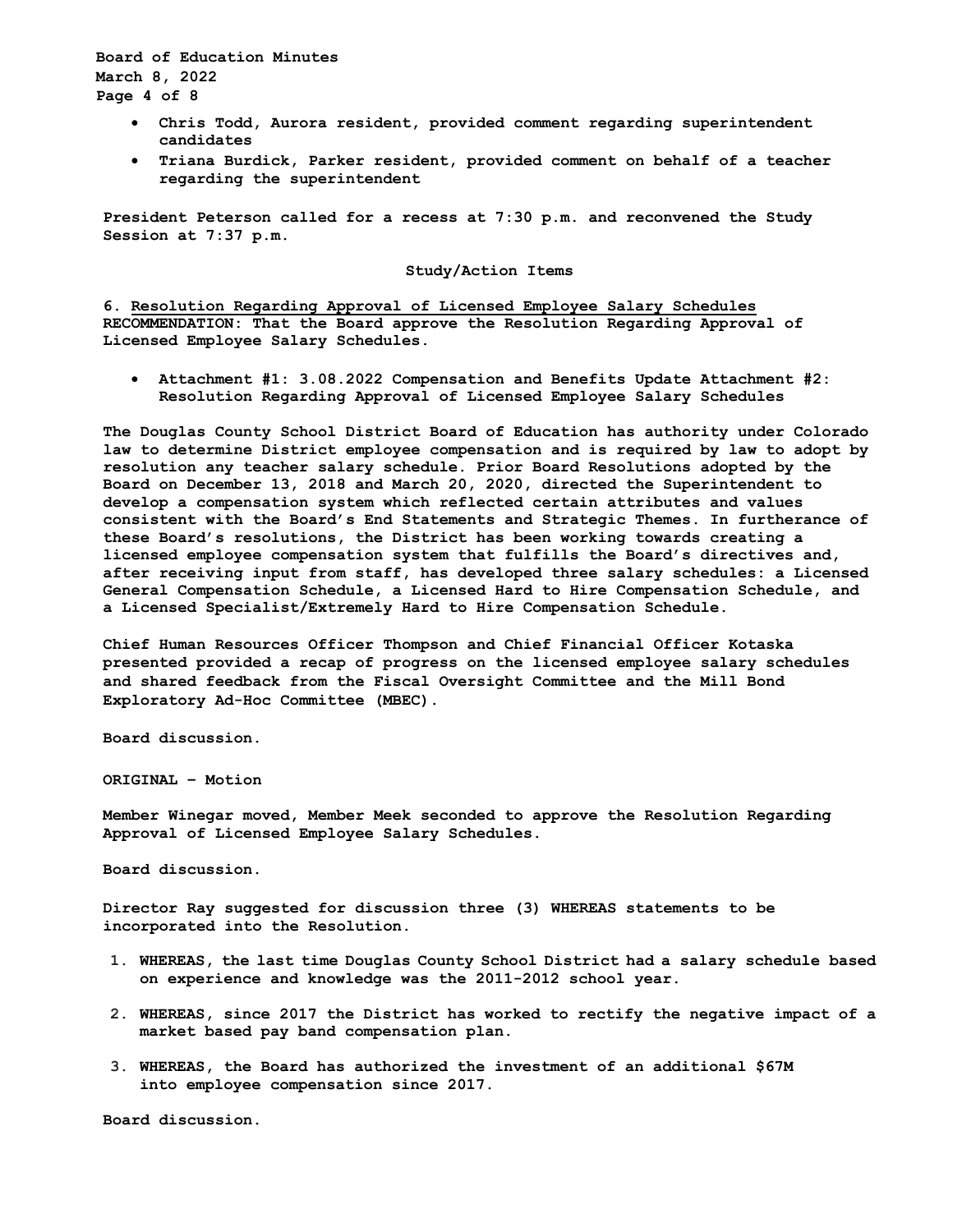- Chris Todd, Aurora resident, provided comment regarding superintendent candidates
- Triana Burdick, Parker resident, provided comment on behalf of a teacher regarding the superintendent

President Peterson called for a recess at 7:30 p.m. and reconvened the Study Session at 7:37 p.m.

## Study/Action Items

**6. <u>Resolution Regarding Approval of Licensed Employee Salary Schedules</u>**
RECOMMENDATION: That the Board approve the Resolution Regarding Approval of Licensed Employee Salary Schedules.

- Attachment #1: 3.08.2022 Compensation and Benefits Update Attachment #2: Resolution Regarding Approval of Licensed Employee Salary Schedules

The Douglas County School District Board of Education has authority under Colorado law to determine District employee compensation and is required by law to adopt by resolution any teacher salary schedule. Prior Board Resolutions adopted by the Board on December 13, 2018 and March 20, 2020, directed the Superintendent to develop a compensation system which reflected certain attributes and values consistent with the Board's End Statements and Strategic Themes. In furtherance of these Board's resolutions, the District has been working towards creating a licensed employee compensation system that fulfills the Board's directives and, after receiving input from staff, has developed three salary schedules: a Licensed General Compensation Schedule, a Licensed Hard to Hire Compensation Schedule, and a Licensed Specialist/Extremely Hard to Hire Compensation Schedule.

Chief Human Resources Officer Thompson and Chief Financial Officer Kotaska presented provided a recap of progress on the licensed employee salary schedules and shared feedback from the Fiscal Oversight Committee and the Mill Bond Exploratory Ad-Hoc Committee (MBEC).

Board discussion.

ORIGINAL – Motion

Member Winegar moved, Member Meek seconded to approve the Resolution Regarding Approval of Licensed Employee Salary Schedules.

Board discussion.

Director Ray suggested for discussion three (3) WHEREAS statements to be incorporated into the Resolution.

1. WHEREAS, the last time Douglas County School District had a salary schedule based on experience and knowledge was the 2011-2012 school year.
2. WHEREAS, since 2017 the District has worked to rectify the negative impact of a market based pay band compensation plan.
3. WHEREAS, the Board has authorized the investment of an additional $67M into employee compensation since 2017.

Board discussion.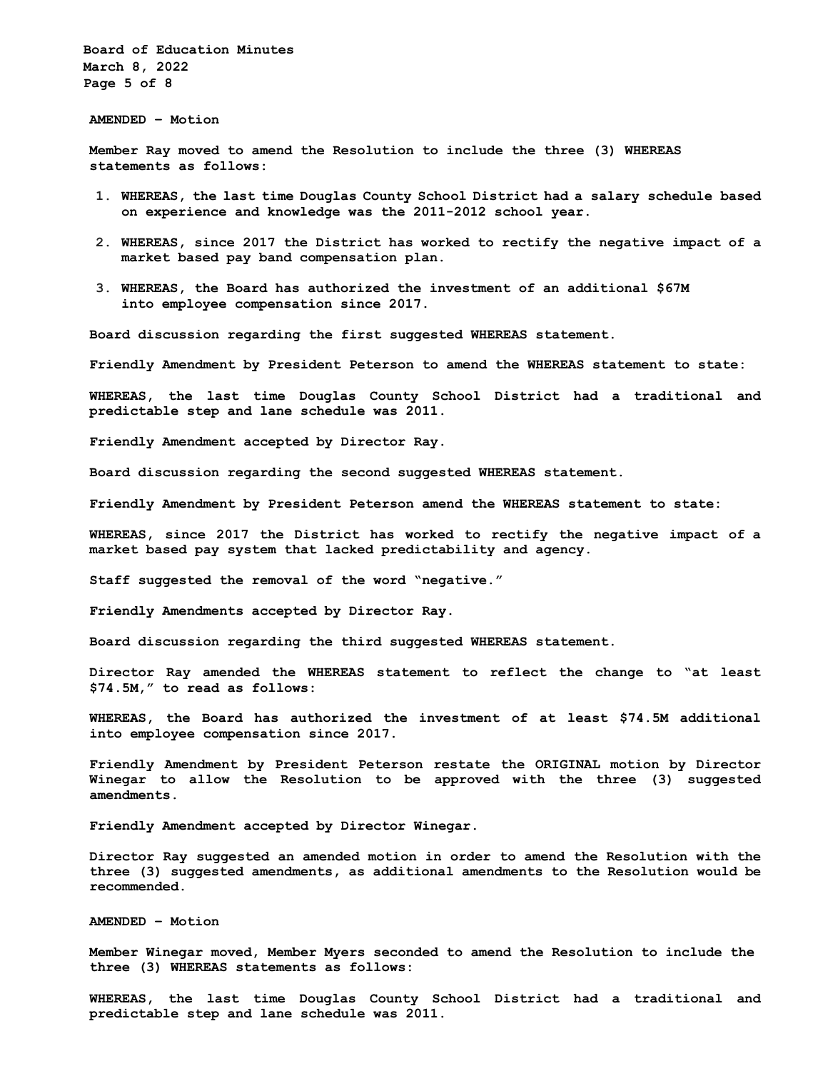**AMENDED – Motion**

**Member Ray moved to amend the Resolution to include the three (3) WHEREAS statements as follows:**

1. **WHEREAS, the last time Douglas County School District had a salary schedule based on experience and knowledge was the 2011-2012 school year.**
2. **WHEREAS, since 2017 the District has worked to rectify the negative impact of a market based pay band compensation plan.**
3. **WHEREAS, the Board has authorized the investment of an additional $67M into employee compensation since 2017.**

**Board discussion regarding the first suggested WHEREAS statement.**

**Friendly Amendment by President Peterson to amend the WHEREAS statement to state:**

**WHEREAS, the last time Douglas County School District had a traditional and predictable step and lane schedule was 2011.**

**Friendly Amendment accepted by Director Ray.**

**Board discussion regarding the second suggested WHEREAS statement.**

**Friendly Amendment by President Peterson amend the WHEREAS statement to state:**

**WHEREAS, since 2017 the District has worked to rectify the negative impact of a market based pay system that lacked predictability and agency.**

**Staff suggested the removal of the word "negative."**

**Friendly Amendments accepted by Director Ray.**

**Board discussion regarding the third suggested WHEREAS statement.**

**Director Ray amended the WHEREAS statement to reflect the change to "at least $74.5M," to read as follows:**

**WHEREAS, the Board has authorized the investment of at least $74.5M additional into employee compensation since 2017.**

**Friendly Amendment by President Peterson restate the ORIGINAL motion by Director Winegar to allow the Resolution to be approved with the three (3) suggested amendments.**

**Friendly Amendment accepted by Director Winegar.**

**Director Ray suggested an amended motion in order to amend the Resolution with the three (3) suggested amendments, as additional amendments to the Resolution would be recommended.**

**AMENDED – Motion**

**Member Winegar moved, Member Myers seconded to amend the Resolution to include the three (3) WHEREAS statements as follows:**

**WHEREAS, the last time Douglas County School District had a traditional and predictable step and lane schedule was 2011.**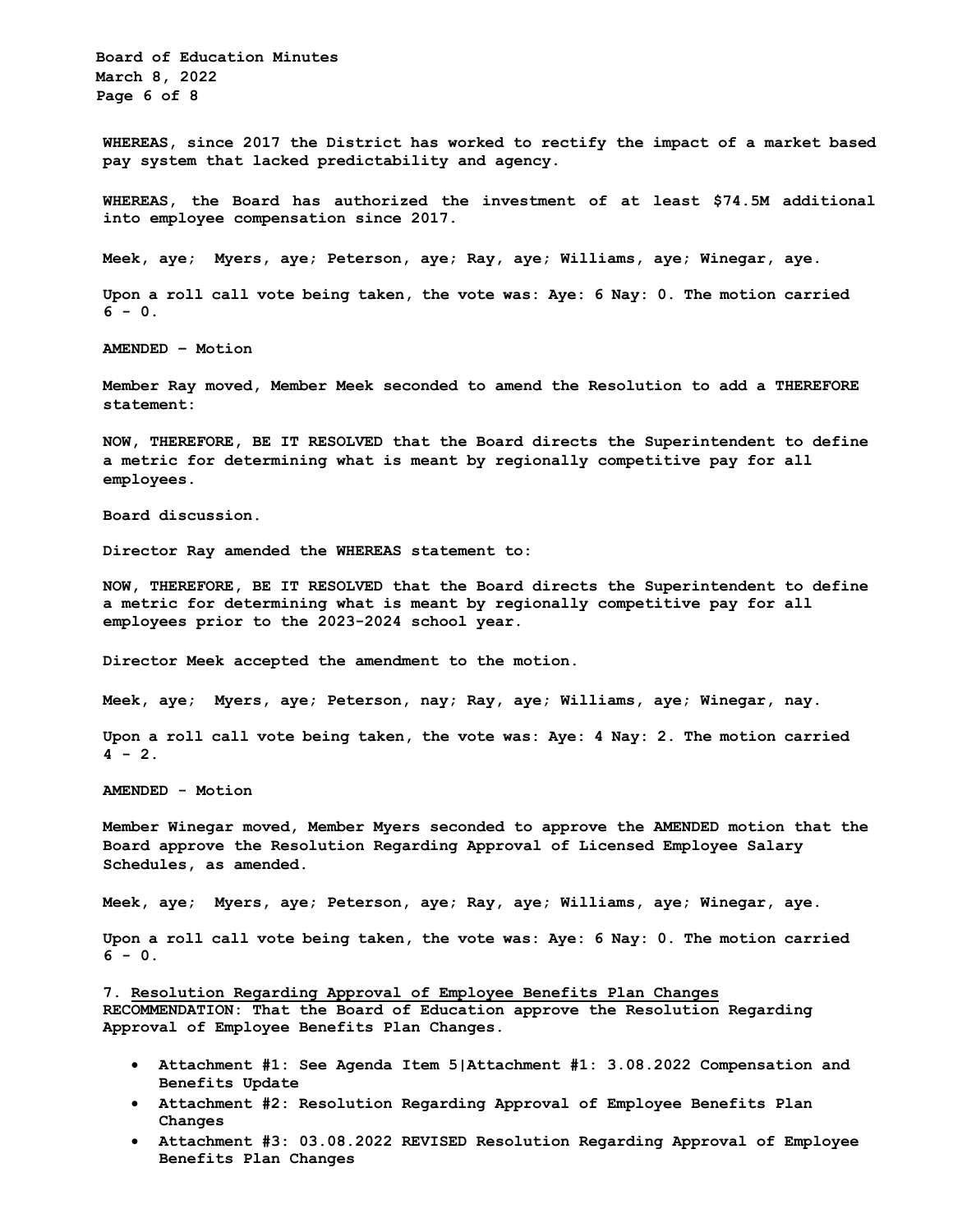**WHEREAS, since 2017 the District has worked to rectify the impact of a market based pay system that lacked predictability and agency.**

**WHEREAS, the Board has authorized the investment of at least $74.5M additional into employee compensation since 2017.**

**Meek, aye; Myers, aye; Peterson, aye; Ray, aye; Williams, aye; Winegar, aye.**

**Upon a roll call vote being taken, the vote was: Aye: 6 Nay: 0. The motion carried 6 - 0.**

**AMENDED – Motion**

**Member Ray moved, Member Meek seconded to amend the Resolution to add a THEREFORE statement:**

**NOW, THEREFORE, BE IT RESOLVED that the Board directs the Superintendent to define a metric for determining what is meant by regionally competitive pay for all employees.**

**Board discussion.**

**Director Ray amended the WHEREAS statement to:**

**NOW, THEREFORE, BE IT RESOLVED that the Board directs the Superintendent to define a metric for determining what is meant by regionally competitive pay for all employees prior to the 2023-2024 school year.**

**Director Meek accepted the amendment to the motion.**

**Meek, aye; Myers, aye; Peterson, nay; Ray, aye; Williams, aye; Winegar, nay.**

**Upon a roll call vote being taken, the vote was: Aye: 4 Nay: 2. The motion carried 4 - 2.**

**AMENDED - Motion**

**Member Winegar moved, Member Myers seconded to approve the AMENDED motion that the Board approve the Resolution Regarding Approval of Licensed Employee Salary Schedules, as amended.**

**Meek, aye; Myers, aye; Peterson, aye; Ray, aye; Williams, aye; Winegar, aye.**

**Upon a roll call vote being taken, the vote was: Aye: 6 Nay: 0. The motion carried 6 - 0.**

**7. <u>Resolution Regarding Approval of Employee Benefits Plan Changes</u>**
**RECOMMENDATION: That the Board of Education approve the Resolution Regarding Approval of Employee Benefits Plan Changes.**

- **Attachment #1: See Agenda Item 5|Attachment #1: 3.08.2022 Compensation and Benefits Update**
- **Attachment #2: Resolution Regarding Approval of Employee Benefits Plan Changes**
- **Attachment #3: 03.08.2022 REVISED Resolution Regarding Approval of Employee Benefits Plan Changes**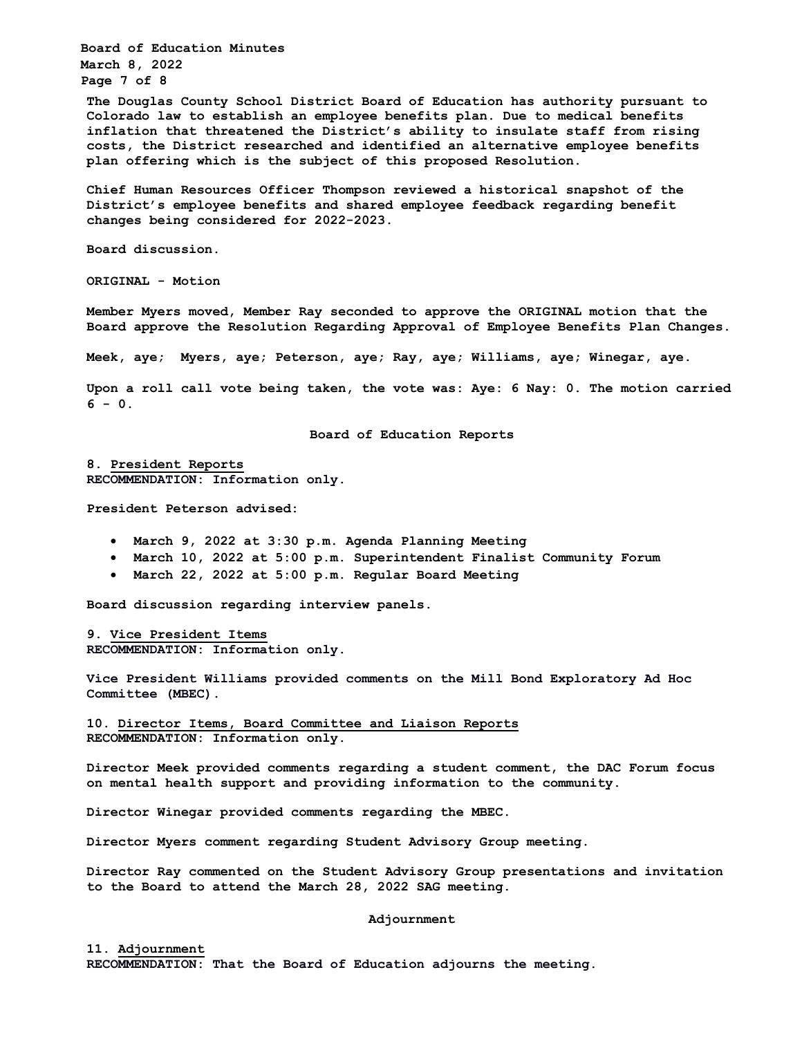The Douglas County School District Board of Education has authority pursuant to Colorado law to establish an employee benefits plan. Due to medical benefits inflation that threatened the District's ability to insulate staff from rising costs, the District researched and identified an alternative employee benefits plan offering which is the subject of this proposed Resolution.

Chief Human Resources Officer Thompson reviewed a historical snapshot of the District's employee benefits and shared employee feedback regarding benefit changes being considered for 2022-2023.

Board discussion.

ORIGINAL - Motion

Member Myers moved, Member Ray seconded to approve the ORIGINAL motion that the Board approve the Resolution Regarding Approval of Employee Benefits Plan Changes.

Meek, aye; Myers, aye; Peterson, aye; Ray, aye; Williams, aye; Winegar, aye.

Upon a roll call vote being taken, the vote was: Aye: 6 Nay: 0. The motion carried 6 - 0.

## Board of Education Reports

8. President Reports
RECOMMENDATION: Information only.

President Peterson advised:

- March 9, 2022 at 3:30 p.m. Agenda Planning Meeting
- March 10, 2022 at 5:00 p.m. Superintendent Finalist Community Forum
- March 22, 2022 at 5:00 p.m. Regular Board Meeting

Board discussion regarding interview panels.

9. Vice President Items
RECOMMENDATION: Information only.

Vice President Williams provided comments on the Mill Bond Exploratory Ad Hoc Committee (MBEC).

10. Director Items, Board Committee and Liaison Reports
RECOMMENDATION: Information only.

Director Meek provided comments regarding a student comment, the DAC Forum focus on mental health support and providing information to the community.

Director Winegar provided comments regarding the MBEC.

Director Myers comment regarding Student Advisory Group meeting.

Director Ray commented on the Student Advisory Group presentations and invitation to the Board to attend the March 28, 2022 SAG meeting.

## Adjournment

11. Adjournment
RECOMMENDATION: That the Board of Education adjourns the meeting.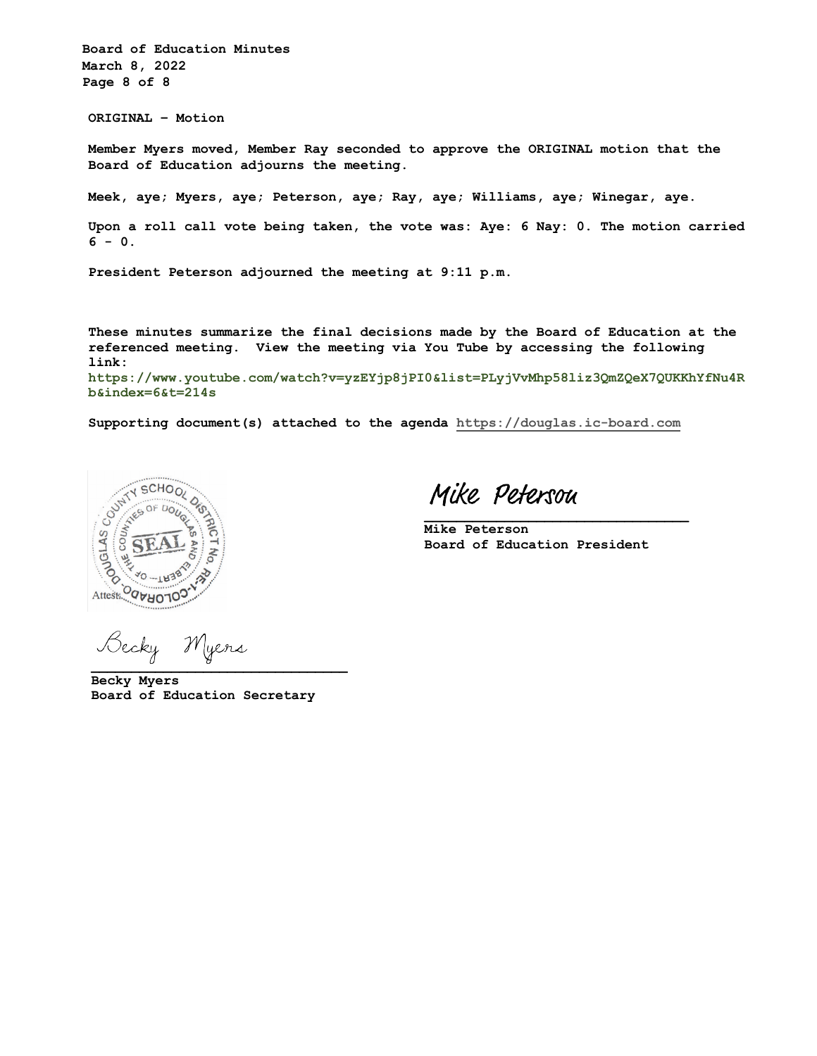**ORIGINAL – Motion**

**Member Myers moved, Member Ray seconded to approve the ORIGINAL motion that the Board of Education adjourns the meeting.**

**Meek, aye; Myers, aye; Peterson, aye; Ray, aye; Williams, aye; Winegar, aye.**

**Upon a roll call vote being taken, the vote was: Aye: 6 Nay: 0. The motion carried 6 - 0.**

**President Peterson adjourned the meeting at 9:11 p.m.**

**These minutes summarize the final decisions made by the Board of Education at the referenced meeting. View the meeting via You Tube by accessing the following link:**
**https://www.youtube.com/watch?v=yzEYjp8jPI0&list=PLyjVvMhp58liz3QmZQeX7QUKKhYfNu4Rb&index=6&t=214s**

**Supporting document(s) attached to the agenda https://douglas.ic-board.com**

Mike Peterson
**Mike Peterson**
**Board of Education President**

Attest:

Becky Myers
**Becky Myers**
**Board of Education Secretary**